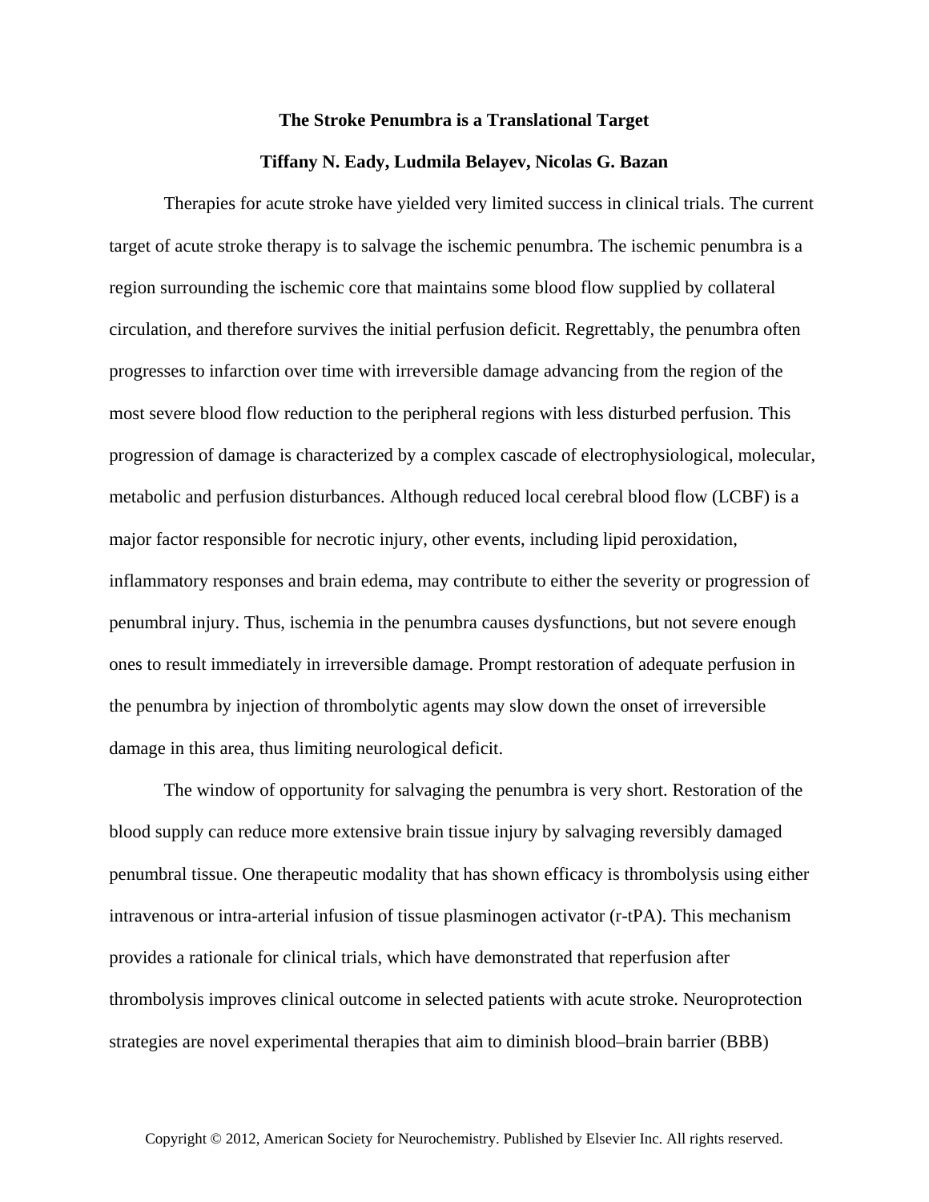# The Stroke Penumbra is a Translational Target

**Tiffany N. Eady, Ludmila Belayev, Nicolas G. Bazan**

Therapies for acute stroke have yielded very limited success in clinical trials. The current target of acute stroke therapy is to salvage the ischemic penumbra. The ischemic penumbra is a region surrounding the ischemic core that maintains some blood flow supplied by collateral circulation, and therefore survives the initial perfusion deficit. Regrettably, the penumbra often progresses to infarction over time with irreversible damage advancing from the region of the most severe blood flow reduction to the peripheral regions with less disturbed perfusion. This progression of damage is characterized by a complex cascade of electrophysiological, molecular, metabolic and perfusion disturbances. Although reduced local cerebral blood flow (LCBF) is a major factor responsible for necrotic injury, other events, including lipid peroxidation, inflammatory responses and brain edema, may contribute to either the severity or progression of penumbral injury. Thus, ischemia in the penumbra causes dysfunctions, but not severe enough ones to result immediately in irreversible damage. Prompt restoration of adequate perfusion in the penumbra by injection of thrombolytic agents may slow down the onset of irreversible damage in this area, thus limiting neurological deficit.

The window of opportunity for salvaging the penumbra is very short. Restoration of the blood supply can reduce more extensive brain tissue injury by salvaging reversibly damaged penumbral tissue. One therapeutic modality that has shown efficacy is thrombolysis using either intravenous or intra-arterial infusion of tissue plasminogen activator (r-tPA). This mechanism provides a rationale for clinical trials, which have demonstrated that reperfusion after thrombolysis improves clinical outcome in selected patients with acute stroke. Neuroprotection strategies are novel experimental therapies that aim to diminish blood–brain barrier (BBB)

Copyright © 2012, American Society for Neurochemistry. Published by Elsevier Inc. All rights reserved.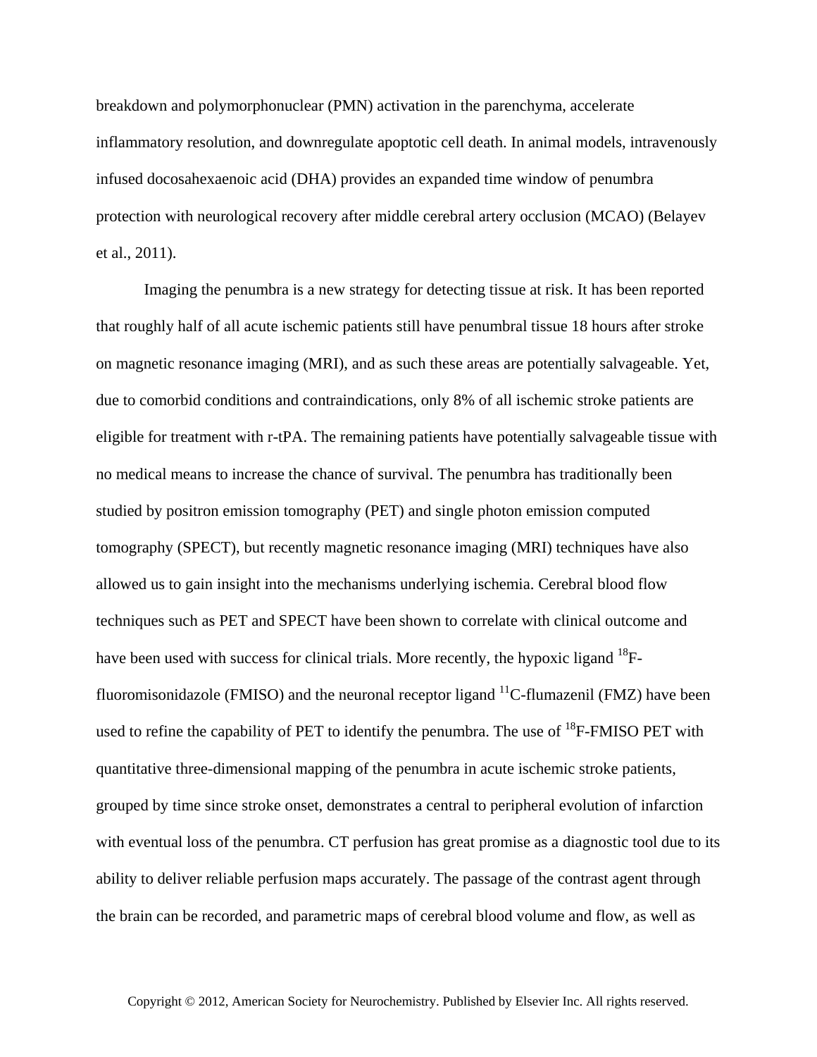breakdown and polymorphonuclear (PMN) activation in the parenchyma, accelerate inflammatory resolution, and downregulate apoptotic cell death. In animal models, intravenously infused docosahexaenoic acid (DHA) provides an expanded time window of penumbra protection with neurological recovery after middle cerebral artery occlusion (MCAO) (Belayev et al., 2011).

Imaging the penumbra is a new strategy for detecting tissue at risk. It has been reported that roughly half of all acute ischemic patients still have penumbral tissue 18 hours after stroke on magnetic resonance imaging (MRI), and as such these areas are potentially salvageable. Yet, due to comorbid conditions and contraindications, only 8% of all ischemic stroke patients are eligible for treatment with r-tPA. The remaining patients have potentially salvageable tissue with no medical means to increase the chance of survival. The penumbra has traditionally been studied by positron emission tomography (PET) and single photon emission computed tomography (SPECT), but recently magnetic resonance imaging (MRI) techniques have also allowed us to gain insight into the mechanisms underlying ischemia. Cerebral blood flow techniques such as PET and SPECT have been shown to correlate with clinical outcome and have been used with success for clinical trials. More recently, the hypoxic ligand $^{18}$F-fluoromisonidazole (FMISO) and the neuronal receptor ligand $^{11}$C-flumazenil (FMZ) have been used to refine the capability of PET to identify the penumbra. The use of $^{18}$F-FMISO PET with quantitative three-dimensional mapping of the penumbra in acute ischemic stroke patients, grouped by time since stroke onset, demonstrates a central to peripheral evolution of infarction with eventual loss of the penumbra. CT perfusion has great promise as a diagnostic tool due to its ability to deliver reliable perfusion maps accurately. The passage of the contrast agent through the brain can be recorded, and parametric maps of cerebral blood volume and flow, as well as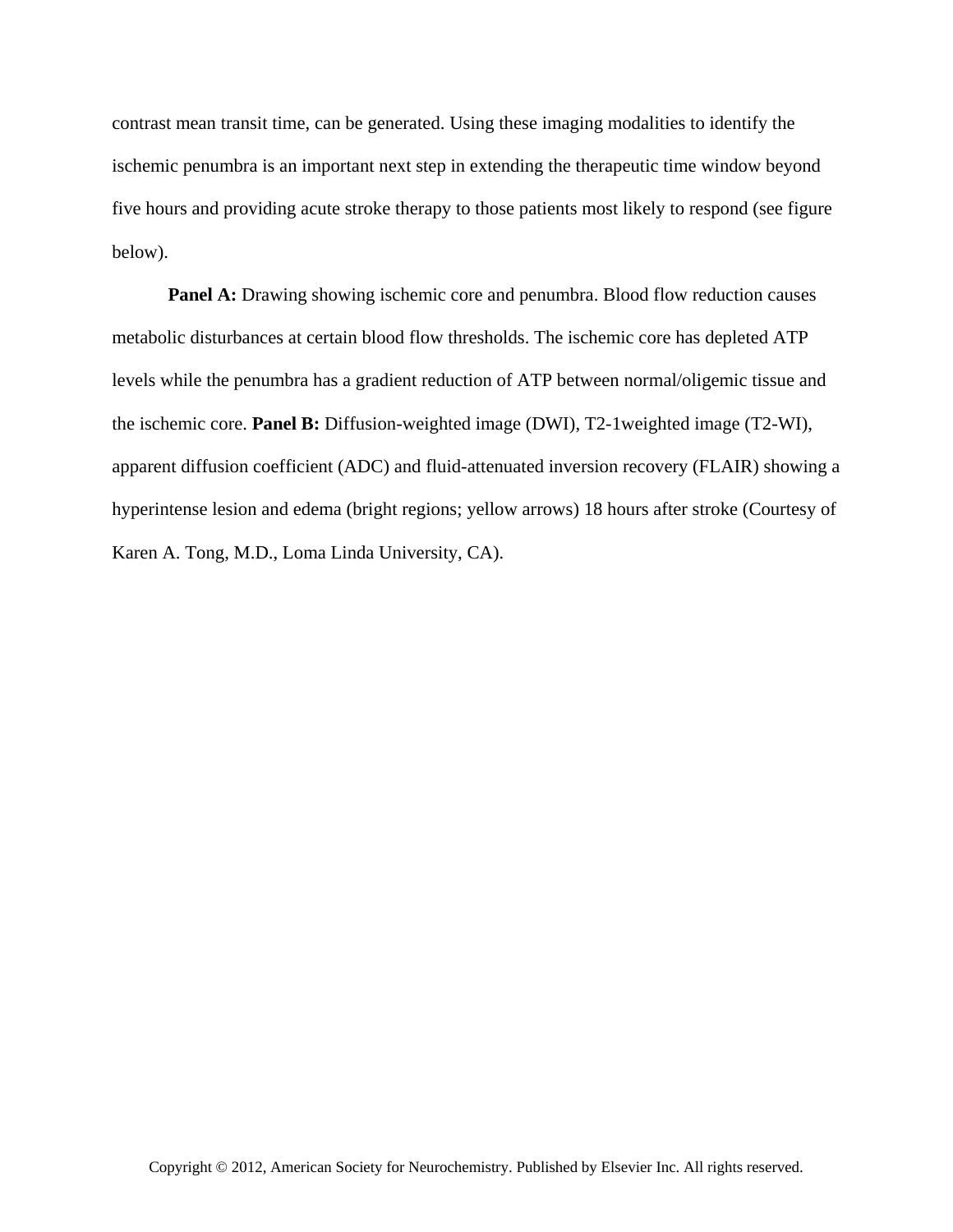contrast mean transit time, can be generated. Using these imaging modalities to identify the ischemic penumbra is an important next step in extending the therapeutic time window beyond five hours and providing acute stroke therapy to those patients most likely to respond (see figure below).

**Panel A:** Drawing showing ischemic core and penumbra. Blood flow reduction causes metabolic disturbances at certain blood flow thresholds. The ischemic core has depleted ATP levels while the penumbra has a gradient reduction of ATP between normal/oligemic tissue and the ischemic core. **Panel B:** Diffusion-weighted image (DWI), T2-1weighted image (T2-WI), apparent diffusion coefficient (ADC) and fluid-attenuated inversion recovery (FLAIR) showing a hyperintense lesion and edema (bright regions; yellow arrows) 18 hours after stroke (Courtesy of Karen A. Tong, M.D., Loma Linda University, CA).

Copyright © 2012, American Society for Neurochemistry. Published by Elsevier Inc. All rights reserved.